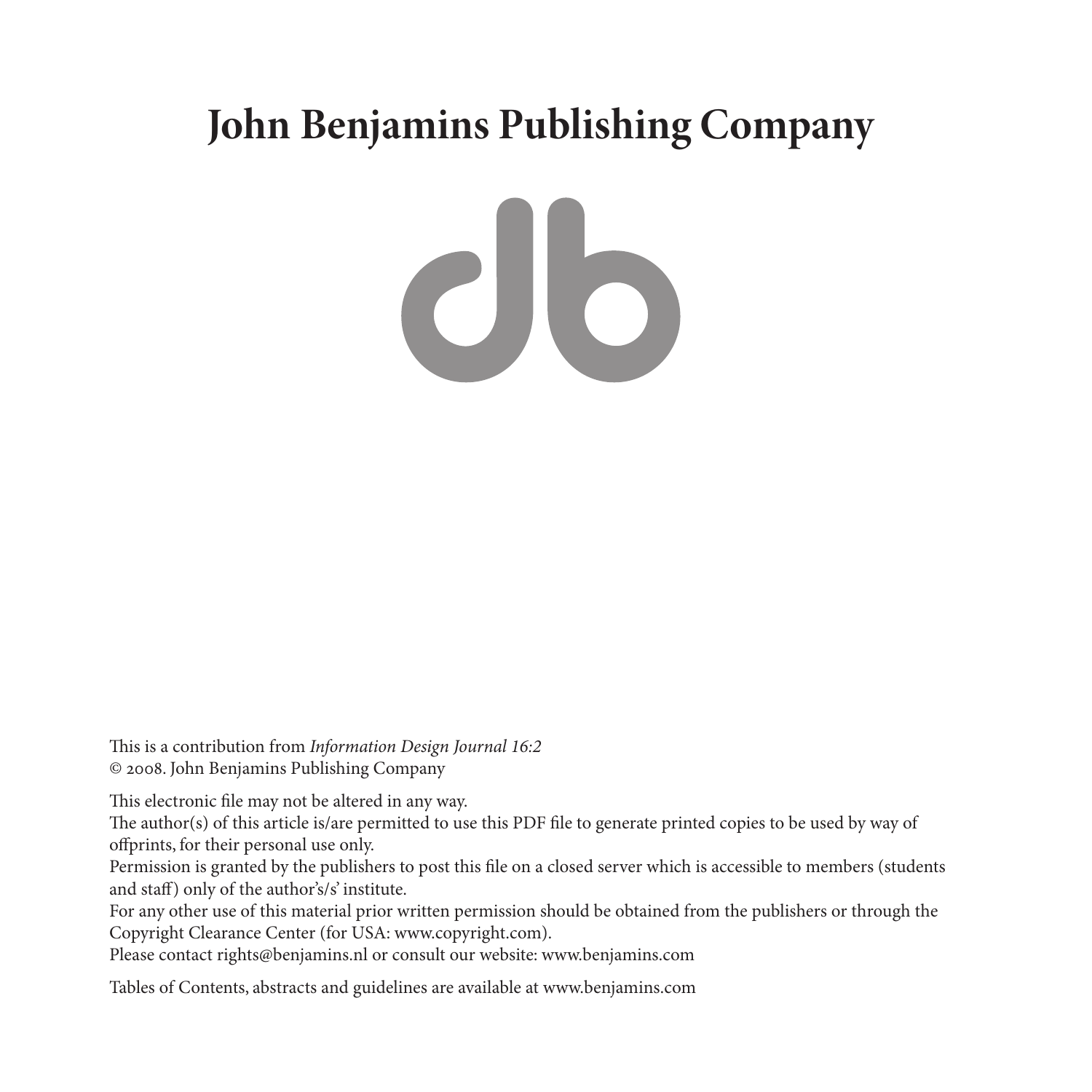# John Benjamins Publishing Company

This is a contribution from *Information Design Journal 16:2*
© 2008. John Benjamins Publishing Company

This electronic file may not be altered in any way.
The author(s) of this article is/are permitted to use this PDF file to generate printed copies to be used by way of offprints, for their personal use only.
Permission is granted by the publishers to post this file on a closed server which is accessible to members (students and staff) only of the author's/s' institute.
For any other use of this material prior written permission should be obtained from the publishers or through the Copyright Clearance Center (for USA: www.copyright.com).
Please contact rights@benjamins.nl or consult our website: www.benjamins.com

Tables of Contents, abstracts and guidelines are available at www.benjamins.com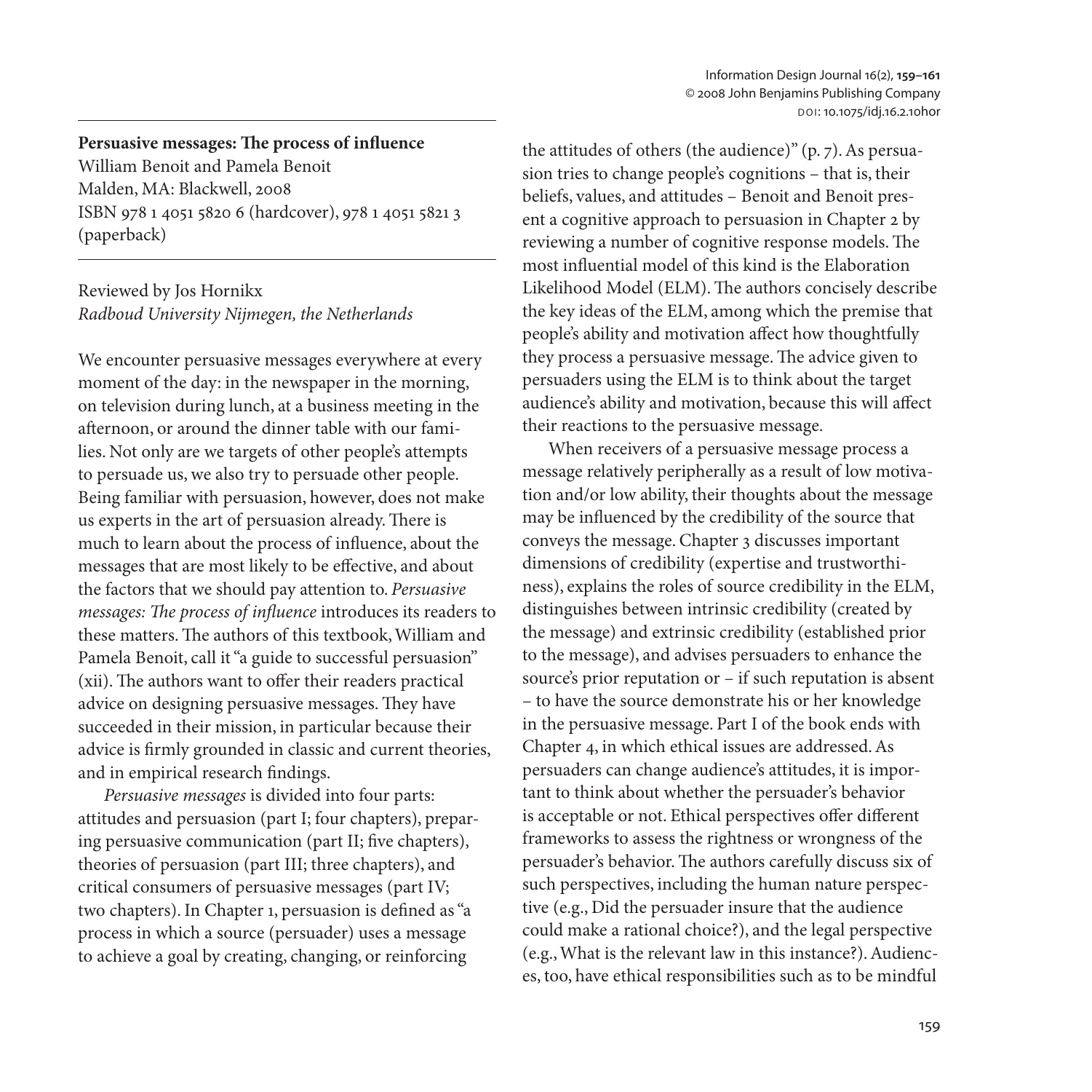**Persuasive messages: The process of influence**
William Benoit and Pamela Benoit
Malden, MA: Blackwell, 2008
ISBN 978 1 4051 5820 6 (hardcover), 978 1 4051 5821 3 (paperback)

Reviewed by Jos Hornikx
*Radboud University Nijmegen, the Netherlands*

We encounter persuasive messages everywhere at every moment of the day: in the newspaper in the morning, on television during lunch, at a business meeting in the afternoon, or around the dinner table with our families. Not only are we targets of other people's attempts to persuade us, we also try to persuade other people. Being familiar with persuasion, however, does not make us experts in the art of persuasion already. There is much to learn about the process of influence, about the messages that are most likely to be effective, and about the factors that we should pay attention to. *Persuasive messages: The process of influence* introduces its readers to these matters. The authors of this textbook, William and Pamela Benoit, call it "a guide to successful persuasion" (xii). The authors want to offer their readers practical advice on designing persuasive messages. They have succeeded in their mission, in particular because their advice is firmly grounded in classic and current theories, and in empirical research findings.

*Persuasive messages* is divided into four parts: attitudes and persuasion (part I; four chapters), preparing persuasive communication (part II; five chapters), theories of persuasion (part III; three chapters), and critical consumers of persuasive messages (part IV; two chapters). In Chapter 1, persuasion is defined as "a process in which a source (persuader) uses a message to achieve a goal by creating, changing, or reinforcing the attitudes of others (the audience)" (p. 7). As persuasion tries to change people's cognitions – that is, their beliefs, values, and attitudes – Benoit and Benoit present a cognitive approach to persuasion in Chapter 2 by reviewing a number of cognitive response models. The most influential model of this kind is the Elaboration Likelihood Model (ELM). The authors concisely describe the key ideas of the ELM, among which the premise that people's ability and motivation affect how thoughtfully they process a persuasive message. The advice given to persuaders using the ELM is to think about the target audience's ability and motivation, because this will affect their reactions to the persuasive message.

When receivers of a persuasive message process a message relatively peripherally as a result of low motivation and/or low ability, their thoughts about the message may be influenced by the credibility of the source that conveys the message. Chapter 3 discusses important dimensions of credibility (expertise and trustworthiness), explains the roles of source credibility in the ELM, distinguishes between intrinsic credibility (created by the message) and extrinsic credibility (established prior to the message), and advises persuaders to enhance the source's prior reputation or – if such reputation is absent – to have the source demonstrate his or her knowledge in the persuasive message. Part I of the book ends with Chapter 4, in which ethical issues are addressed. As persuaders can change audience's attitudes, it is important to think about whether the persuader's behavior is acceptable or not. Ethical perspectives offer different frameworks to assess the rightness or wrongness of the persuader's behavior. The authors carefully discuss six of such perspectives, including the human nature perspective (e.g., Did the persuader insure that the audience could make a rational choice?), and the legal perspective (e.g., What is the relevant law in this instance?). Audiences, too, have ethical responsibilities such as to be mindful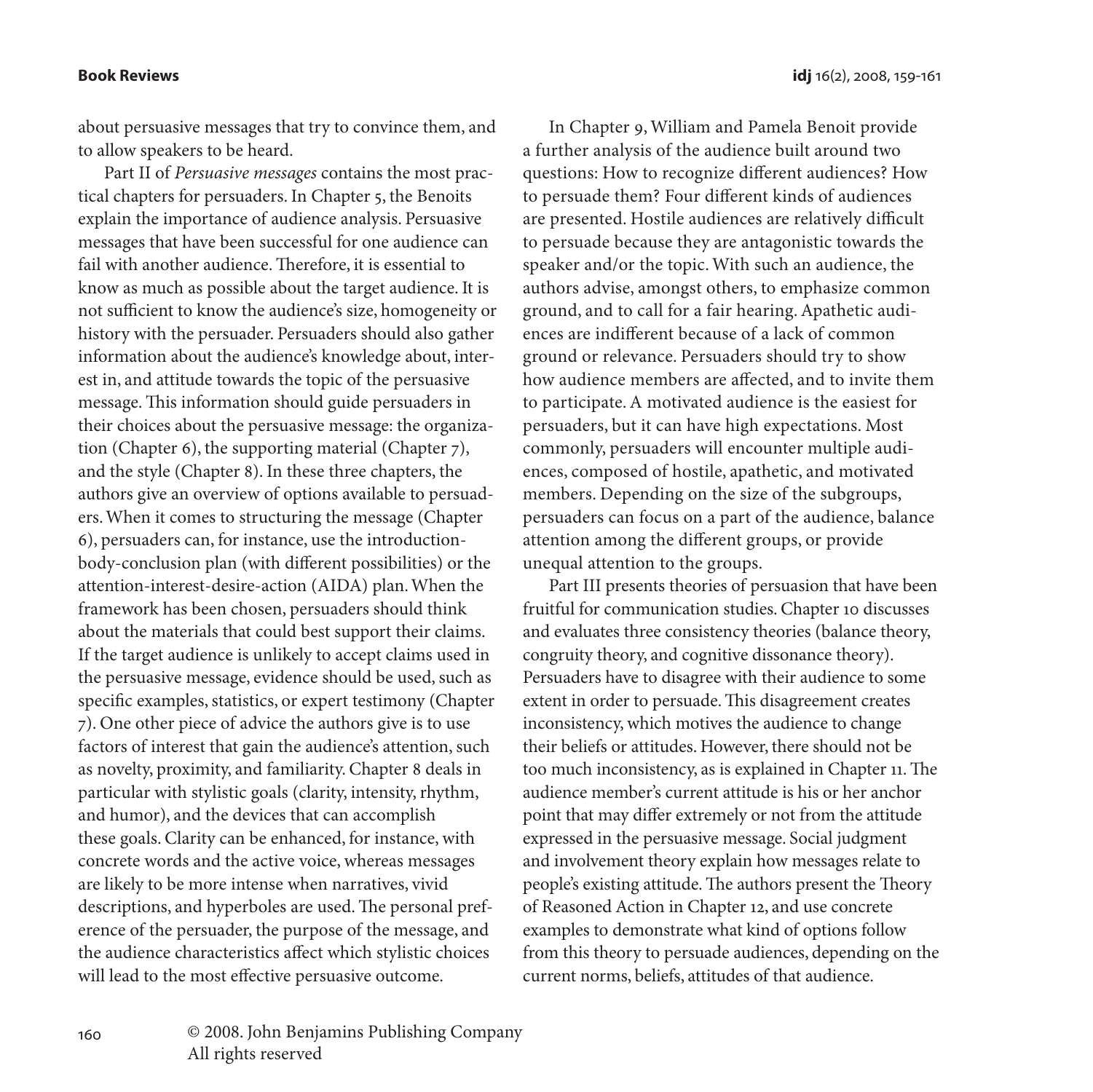about persuasive messages that try to convince them, and to allow speakers to be heard.

Part II of *Persuasive messages* contains the most practical chapters for persuaders. In Chapter 5, the Benoits explain the importance of audience analysis. Persuasive messages that have been successful for one audience can fail with another audience. Therefore, it is essential to know as much as possible about the target audience. It is not sufficient to know the audience's size, homogeneity or history with the persuader. Persuaders should also gather information about the audience's knowledge about, interest in, and attitude towards the topic of the persuasive message. This information should guide persuaders in their choices about the persuasive message: the organization (Chapter 6), the supporting material (Chapter 7), and the style (Chapter 8). In these three chapters, the authors give an overview of options available to persuaders. When it comes to structuring the message (Chapter 6), persuaders can, for instance, use the introduction-body-conclusion plan (with different possibilities) or the attention-interest-desire-action (AIDA) plan. When the framework has been chosen, persuaders should think about the materials that could best support their claims. If the target audience is unlikely to accept claims used in the persuasive message, evidence should be used, such as specific examples, statistics, or expert testimony (Chapter 7). One other piece of advice the authors give is to use factors of interest that gain the audience's attention, such as novelty, proximity, and familiarity. Chapter 8 deals in particular with stylistic goals (clarity, intensity, rhythm, and humor), and the devices that can accomplish these goals. Clarity can be enhanced, for instance, with concrete words and the active voice, whereas messages are likely to be more intense when narratives, vivid descriptions, and hyperboles are used. The personal preference of the persuader, the purpose of the message, and the audience characteristics affect which stylistic choices will lead to the most effective persuasive outcome.

In Chapter 9, William and Pamela Benoit provide a further analysis of the audience built around two questions: How to recognize different audiences? How to persuade them? Four different kinds of audiences are presented. Hostile audiences are relatively difficult to persuade because they are antagonistic towards the speaker and/or the topic. With such an audience, the authors advise, amongst others, to emphasize common ground, and to call for a fair hearing. Apathetic audiences are indifferent because of a lack of common ground or relevance. Persuaders should try to show how audience members are affected, and to invite them to participate. A motivated audience is the easiest for persuaders, but it can have high expectations. Most commonly, persuaders will encounter multiple audiences, composed of hostile, apathetic, and motivated members. Depending on the size of the subgroups, persuaders can focus on a part of the audience, balance attention among the different groups, or provide unequal attention to the groups.

Part III presents theories of persuasion that have been fruitful for communication studies. Chapter 10 discusses and evaluates three consistency theories (balance theory, congruity theory, and cognitive dissonance theory). Persuaders have to disagree with their audience to some extent in order to persuade. This disagreement creates inconsistency, which motives the audience to change their beliefs or attitudes. However, there should not be too much inconsistency, as is explained in Chapter 11. The audience member's current attitude is his or her anchor point that may differ extremely or not from the attitude expressed in the persuasive message. Social judgment and involvement theory explain how messages relate to people's existing attitude. The authors present the Theory of Reasoned Action in Chapter 12, and use concrete examples to demonstrate what kind of options follow from this theory to persuade audiences, depending on the current norms, beliefs, attitudes of that audience.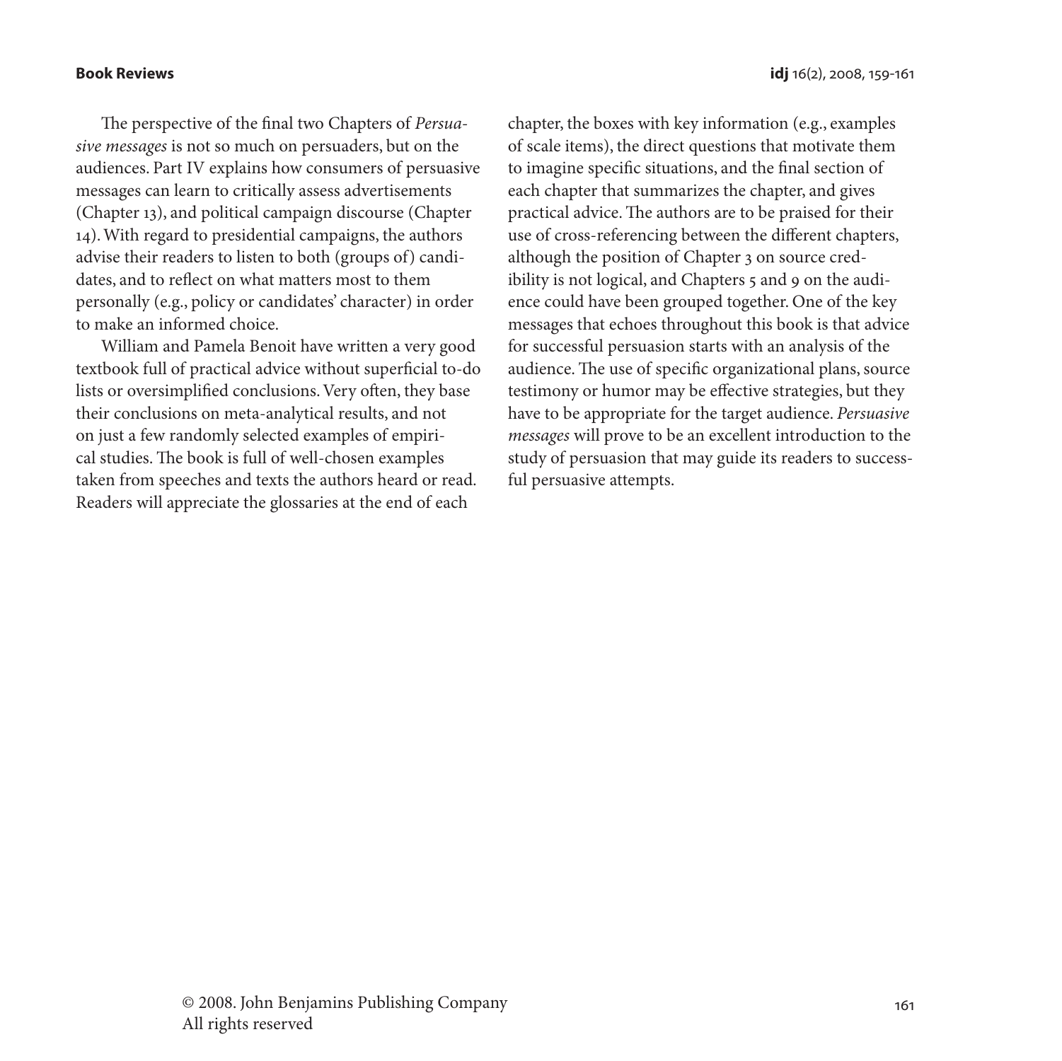The perspective of the final two Chapters of *Persuasive messages* is not so much on persuaders, but on the audiences. Part IV explains how consumers of persuasive messages can learn to critically assess advertisements (Chapter 13), and political campaign discourse (Chapter 14). With regard to presidential campaigns, the authors advise their readers to listen to both (groups of) candidates, and to reflect on what matters most to them personally (e.g., policy or candidates' character) in order to make an informed choice.

William and Pamela Benoit have written a very good textbook full of practical advice without superficial to-do lists or oversimplified conclusions. Very often, they base their conclusions on meta-analytical results, and not on just a few randomly selected examples of empirical studies. The book is full of well-chosen examples taken from speeches and texts the authors heard or read. Readers will appreciate the glossaries at the end of each chapter, the boxes with key information (e.g., examples of scale items), the direct questions that motivate them to imagine specific situations, and the final section of each chapter that summarizes the chapter, and gives practical advice. The authors are to be praised for their use of cross-referencing between the different chapters, although the position of Chapter 3 on source credibility is not logical, and Chapters 5 and 9 on the audience could have been grouped together. One of the key messages that echoes throughout this book is that advice for successful persuasion starts with an analysis of the audience. The use of specific organizational plans, source testimony or humor may be effective strategies, but they have to be appropriate for the target audience. *Persuasive messages* will prove to be an excellent introduction to the study of persuasion that may guide its readers to successful persuasive attempts.

© 2008. John Benjamins Publishing Company
All rights reserved